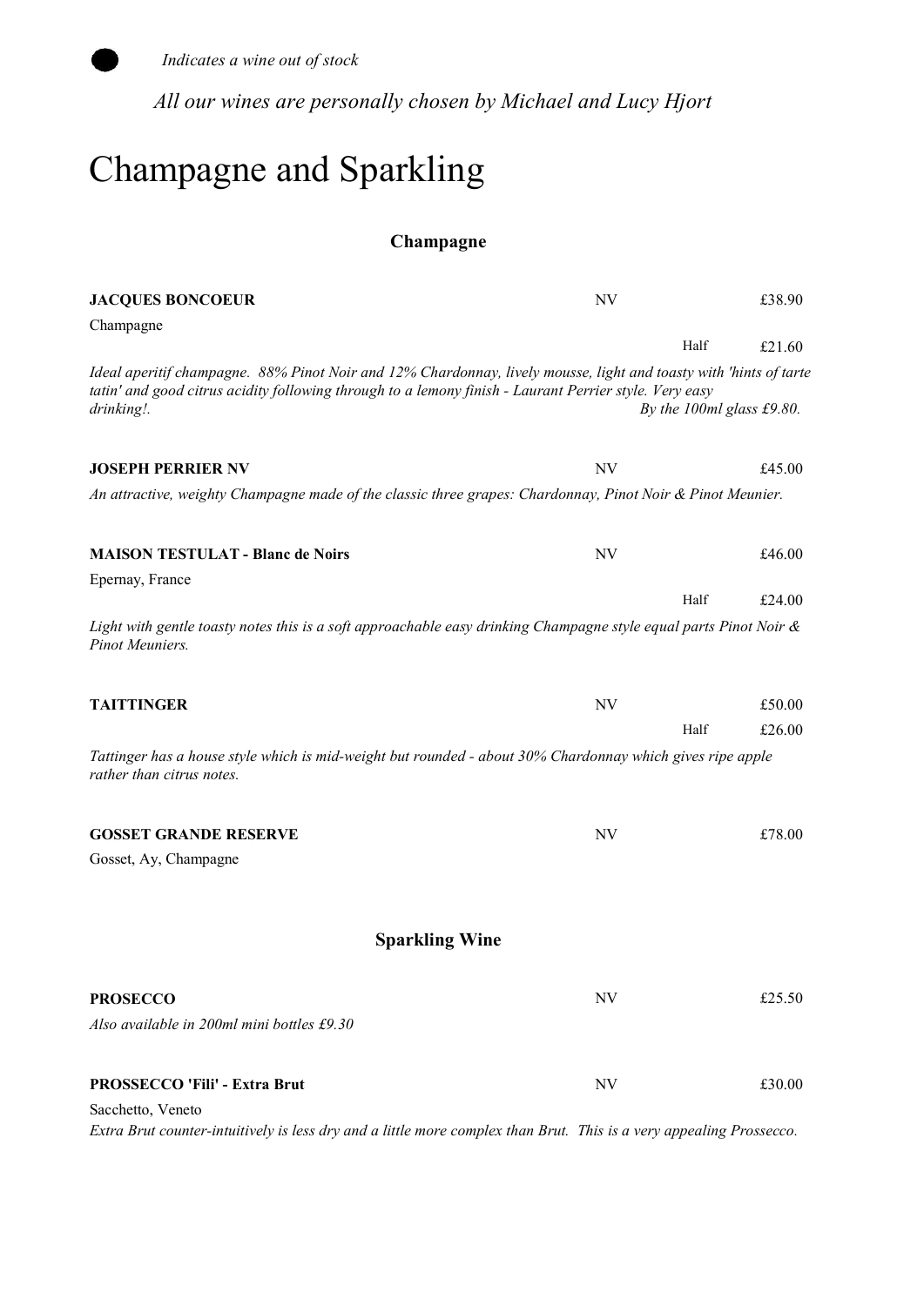● *Indicates a wine out of stock*

*All our wines are personally chosen by Michael and Lucy Hjort*

# Champagne and Sparkling

### Champagne

**JACQUES BONCOEUR** NV £38.90

Champagne

Half £21.60

*Ideal aperitif champagne. 88% Pinot Noir and 12% Chardonnay, lively mousse, light and toasty with 'hints of tarte tatin' and good citrus acidity following through to a lemony finish - Laurant Perrier style. Very easy drinking!.*

*By the 100ml glass £9.80.*

**JOSEPH PERRIER NV** NV £45.00

*An attractive, weighty Champagne made of the classic three grapes: Chardonnay, Pinot Noir & Pinot Meunier.*

**MAISON TESTULAT - Blanc de Noirs** NV £46.00

Epernay, France

Half £24.00

*Light with gentle toasty notes this is a soft approachable easy drinking Champagne style equal parts Pinot Noir & Pinot Meuniers.*

**TAITTINGER** NV £50.00

Half £26.00

*Tattinger has a house style which is mid-weight but rounded - about 30% Chardonnay which gives ripe apple rather than citrus notes.*

**GOSSET GRANDE RESERVE** NV £78.00

Gosset, Ay, Champagne

### Sparkling Wine

**PROSECCO** NV £25.50

*Also available in 200ml mini bottles £9.30*

**PROSSECCO 'Fili' - Extra Brut** NV £30.00

Sacchetto, Veneto

*Extra Brut counter-intuitively is less dry and a little more complex than Brut. This is a very appealing Prossecco.*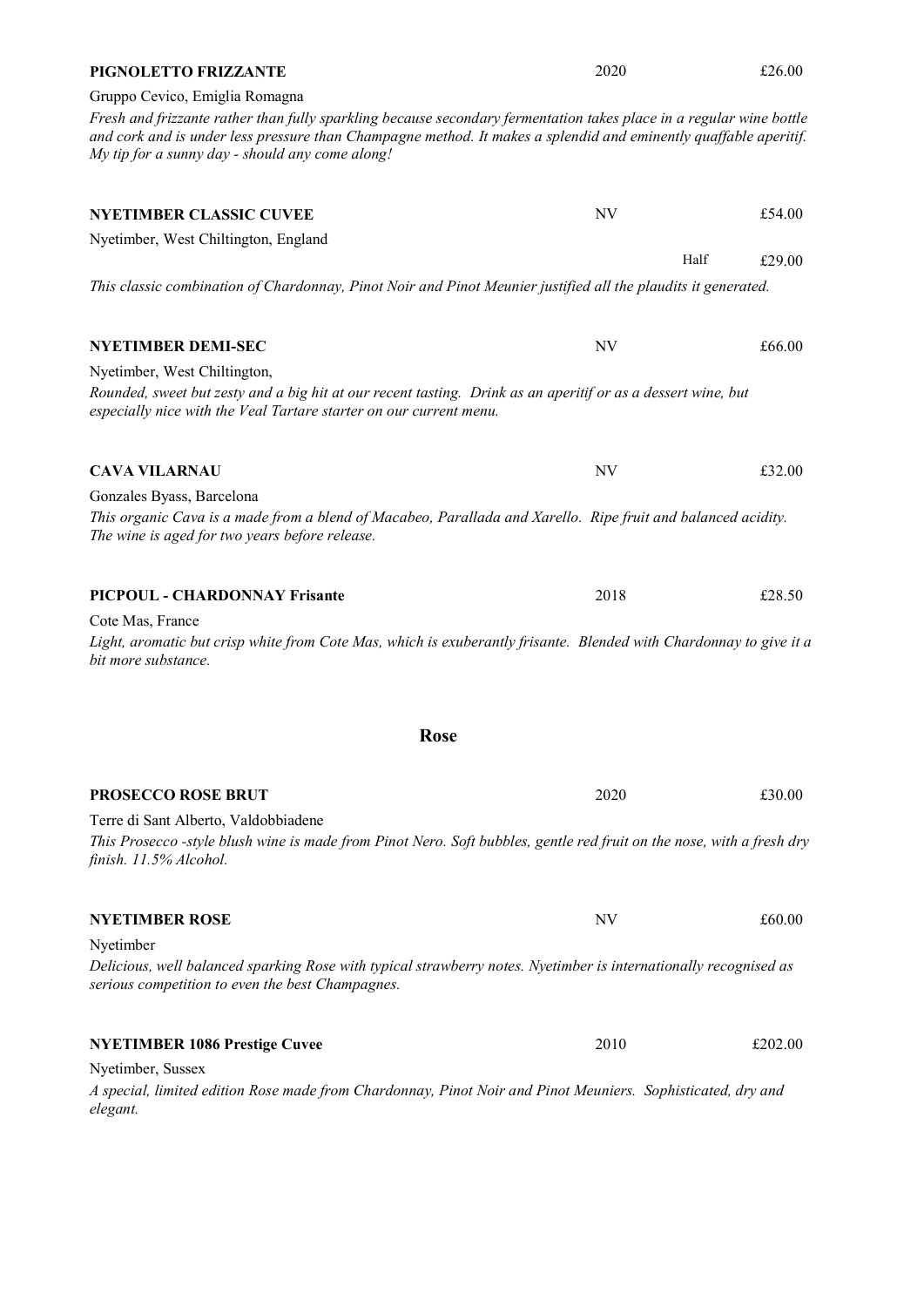**PIGNOLETTO FRIZZANTE** 2020 £26.00

Gruppo Cevico, Emiglia Romagna

*Fresh and frizzante rather than fully sparkling because secondary fermentation takes place in a regular wine bottle and cork and is under less pressure than Champagne method. It makes a splendid and eminently quaffable aperitif. My tip for a sunny day - should any come along!*

**NYETIMBER CLASSIC CUVEE** NV £54.00

Nyetimber, West Chiltington, England

Half £29.00

*This classic combination of Chardonnay, Pinot Noir and Pinot Meunier justified all the plaudits it generated.*

**NYETIMBER DEMI-SEC** NV £66.00

Nyetimber, West Chiltington,

*Rounded, sweet but zesty and a big hit at our recent tasting. Drink as an aperitif or as a dessert wine, but especially nice with the Veal Tartare starter on our current menu.*

**CAVA VILARNAU** NV £32.00

Gonzales Byass, Barcelona

*This organic Cava is a made from a blend of Macabeo, Parallada and Xarello. Ripe fruit and balanced acidity. The wine is aged for two years before release.*

**PICPOUL - CHARDONNAY Frisante** 2018 £28.50

Cote Mas, France

*Light, aromatic but crisp white from Cote Mas, which is exuberantly frisante. Blended with Chardonnay to give it a bit more substance.*

## Rose

**PROSECCO ROSE BRUT** 2020 £30.00

Terre di Sant Alberto, Valdobbiadene

*This Prosecco -style blush wine is made from Pinot Nero. Soft bubbles, gentle red fruit on the nose, with a fresh dry finish. 11.5% Alcohol.*

**NYETIMBER ROSE** NV £60.00

Nyetimber

*Delicious, well balanced sparking Rose with typical strawberry notes. Nyetimber is internationally recognised as serious competition to even the best Champagnes.*

**NYETIMBER 1086 Prestige Cuvee** 2010 £202.00

Nyetimber, Sussex

*A special, limited edition Rose made from Chardonnay, Pinot Noir and Pinot Meuniers. Sophisticated, dry and elegant.*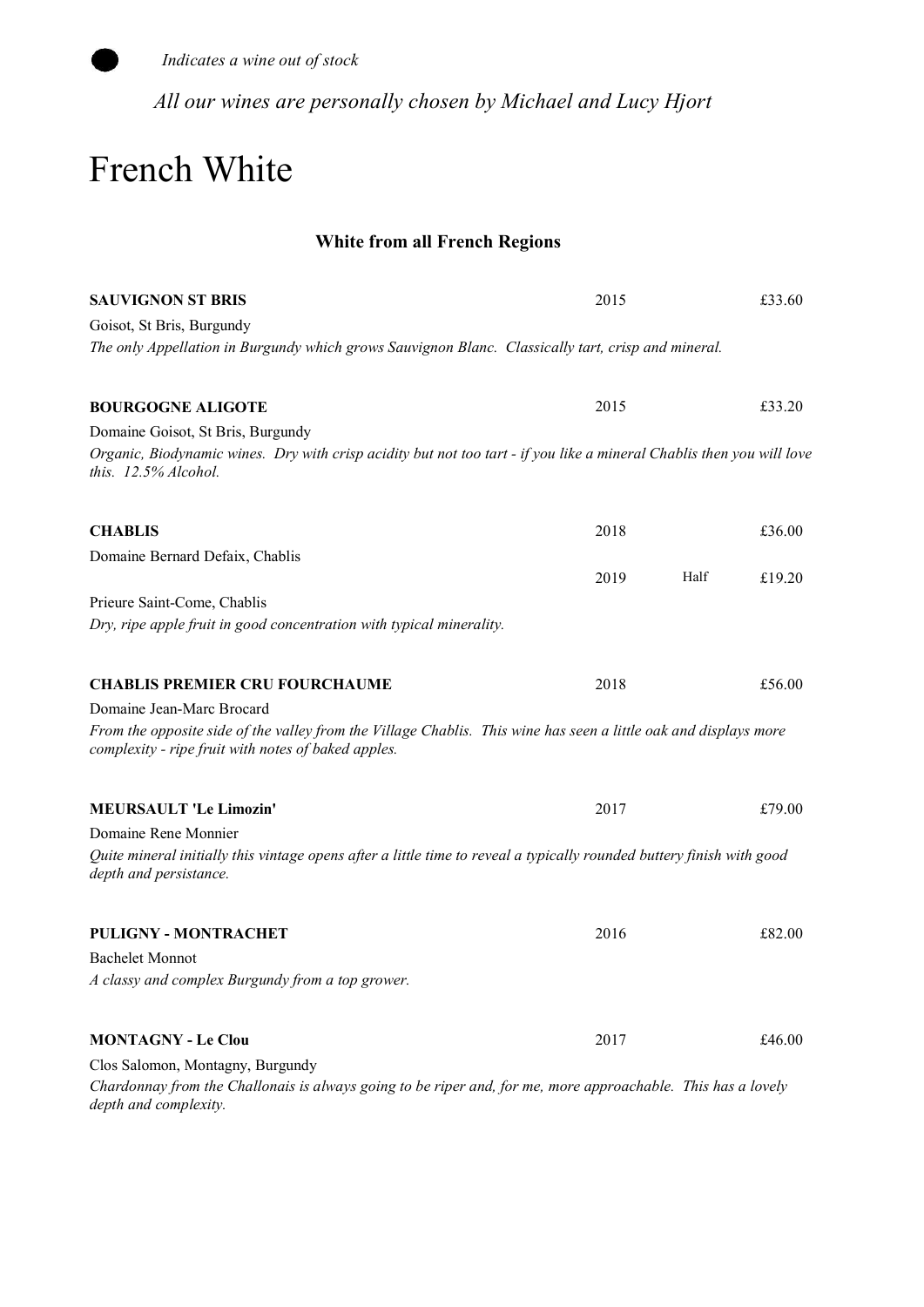● *Indicates a wine out of stock*

*All our wines are personally chosen by Michael and Lucy Hjort*

# French White

### White from all French Regions

**SAUVIGNON ST BRIS** 2015 £33.60

Goisot, St Bris, Burgundy

*The only Appellation in Burgundy which grows Sauvignon Blanc. Classically tart, crisp and mineral.*

**BOURGOGNE ALIGOTE** 2015 £33.20

Domaine Goisot, St Bris, Burgundy

*Organic, Biodynamic wines. Dry with crisp acidity but not too tart - if you like a mineral Chablis then you will love this. 12.5% Alcohol.*

**CHABLIS** 2018 £36.00

Domaine Bernard Defaix, Chablis

2019 Half £19.20

Prieure Saint-Come, Chablis

*Dry, ripe apple fruit in good concentration with typical minerality.*

**CHABLIS PREMIER CRU FOURCHAUME** 2018 £56.00

Domaine Jean-Marc Brocard

*From the opposite side of the valley from the Village Chablis. This wine has seen a little oak and displays more complexity - ripe fruit with notes of baked apples.*

**MEURSAULT 'Le Limozin'** 2017 £79.00

Domaine Rene Monnier

*Quite mineral initially this vintage opens after a little time to reveal a typically rounded buttery finish with good depth and persistance.*

**PULIGNY - MONTRACHET** 2016 £82.00

Bachelet Monnot

*A classy and complex Burgundy from a top grower.*

**MONTAGNY - Le Clou** 2017 £46.00

Clos Salomon, Montagny, Burgundy

*Chardonnay from the Challonais is always going to be riper and, for me, more approachable. This has a lovely depth and complexity.*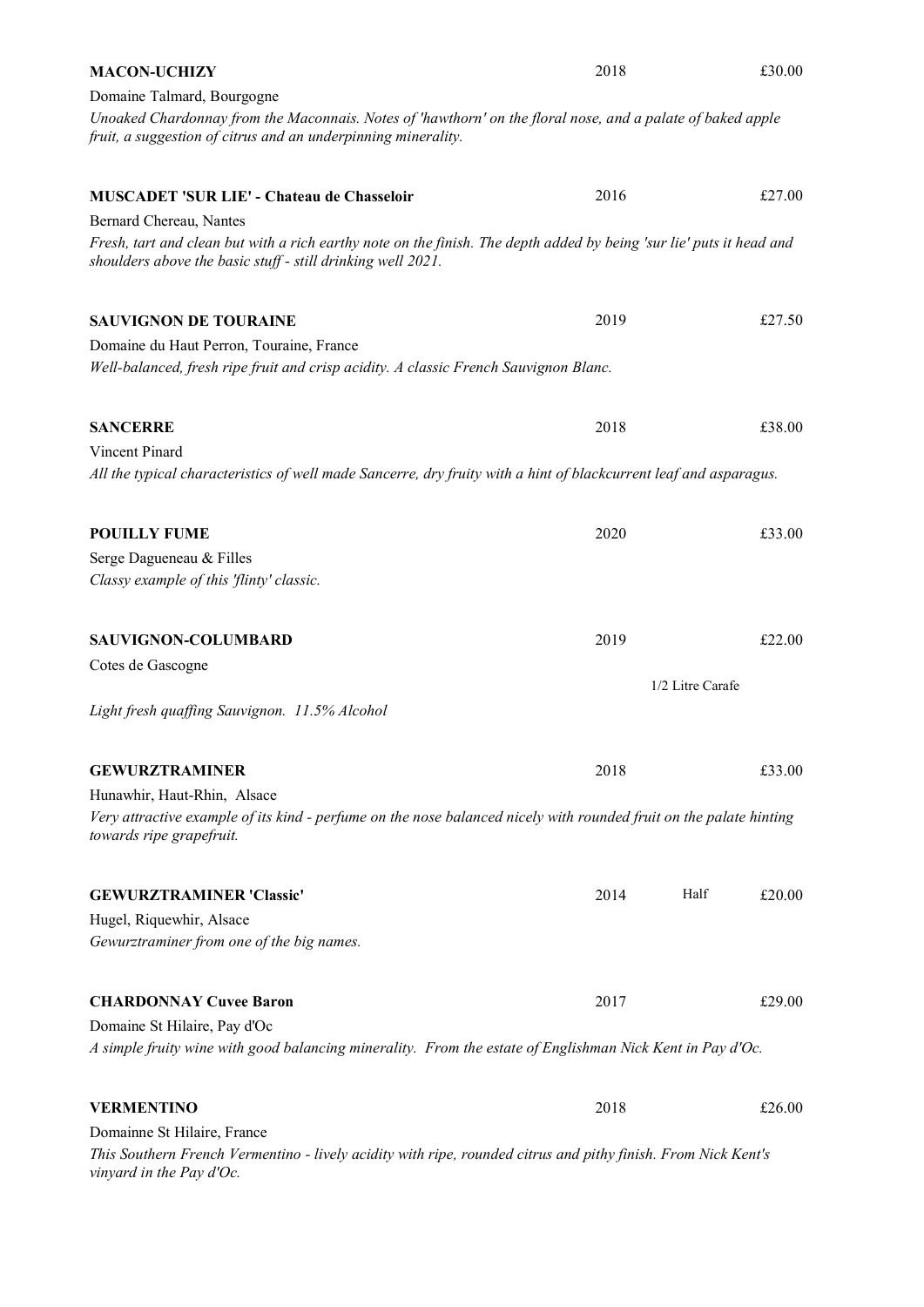**MACON-UCHIZY** 2018 £30.00

Domaine Talmard, Bourgogne

*Unoaked Chardonnay from the Maconnais. Notes of 'hawthorn' on the floral nose, and a palate of baked apple fruit, a suggestion of citrus and an underpinning minerality.*

**MUSCADET 'SUR LIE' - Chateau de Chasseloir** 2016 £27.00

Bernard Chereau, Nantes

*Fresh, tart and clean but with a rich earthy note on the finish. The depth added by being 'sur lie' puts it head and shoulders above the basic stuff - still drinking well 2021.*

**SAUVIGNON DE TOURAINE** 2019 £27.50

Domaine du Haut Perron, Touraine, France

*Well-balanced, fresh ripe fruit and crisp acidity. A classic French Sauvignon Blanc.*

**SANCERRE** 2018 £38.00

Vincent Pinard

*All the typical characteristics of well made Sancerre, dry fruity with a hint of blackcurrent leaf and asparagus.*

**POUILLY FUME** 2020 £33.00

Serge Dagueneau & Filles

*Classy example of this 'flinty' classic.*

**SAUVIGNON-COLUMBARD** 2019 £22.00

Cotes de Gascogne

1/2 Litre Carafe

*Light fresh quaffing Sauvignon. 11.5% Alcohol*

**GEWURZTRAMINER** 2018 £33.00

Hunawhir, Haut-Rhin, Alsace

*Very attractive example of its kind - perfume on the nose balanced nicely with rounded fruit on the palate hinting towards ripe grapefruit.*

**GEWURZTRAMINER 'Classic'** 2014 Half £20.00

Hugel, Riquewhir, Alsace

*Gewurztraminer from one of the big names.*

**CHARDONNAY Cuvee Baron** 2017 £29.00

Domaine St Hilaire, Pay d'Oc

*A simple fruity wine with good balancing minerality. From the estate of Englishman Nick Kent in Pay d'Oc.*

**VERMENTINO** 2018 £26.00

Domainne St Hilaire, France

*This Southern French Vermentino - lively acidity with ripe, rounded citrus and pithy finish. From Nick Kent's vinyard in the Pay d'Oc.*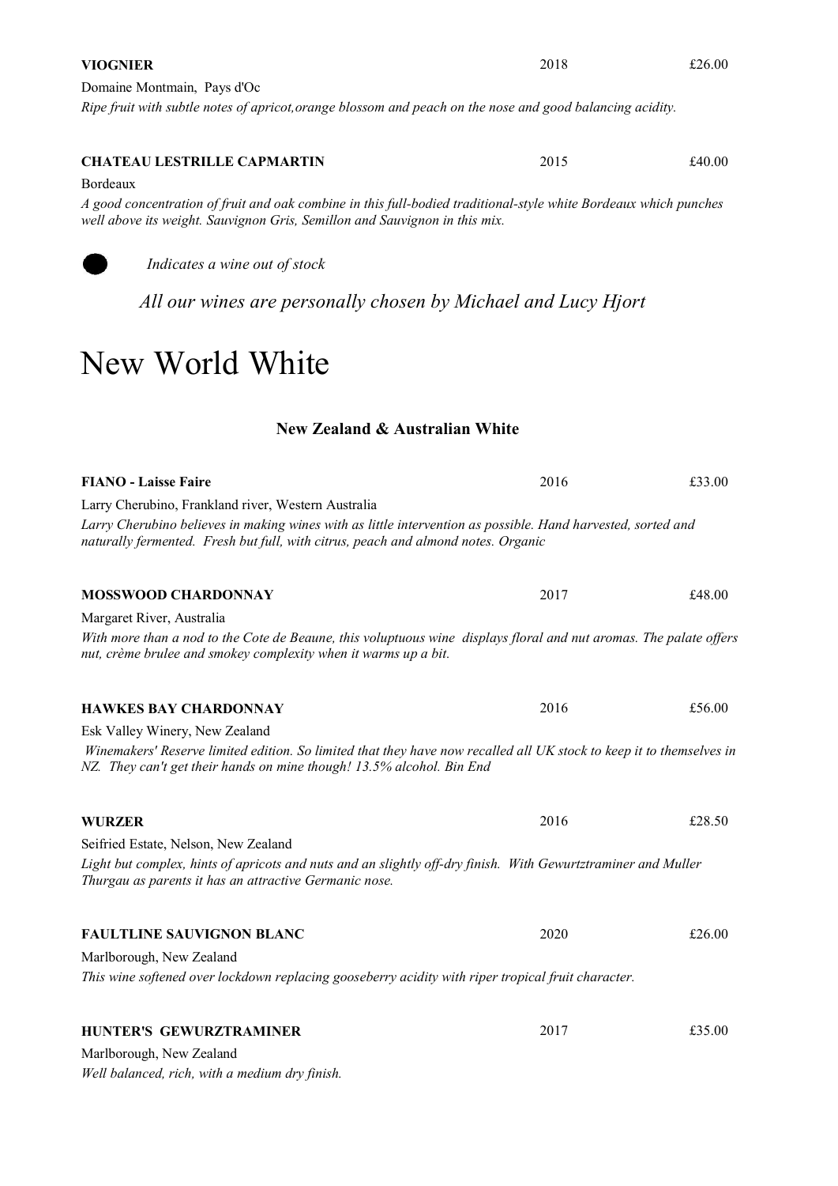**VIOGNIER** 2018 £26.00

Domaine Montmain, Pays d'Oc

*Ripe fruit with subtle notes of apricot,orange blossom and peach on the nose and good balancing acidity.*

**CHATEAU LESTRILLE CAPMARTIN** 2015 £40.00

Bordeaux

*A good concentration of fruit and oak combine in this full-bodied traditional-style white Bordeaux which punches well above its weight. Sauvignon Gris, Semillon and Sauvignon in this mix.*

● *Indicates a wine out of stock*

*All our wines are personally chosen by Michael and Lucy Hjort*

# New World White

## New Zealand & Australian White

**FIANO - Laisse Faire** 2016 £33.00

Larry Cherubino, Frankland river, Western Australia

*Larry Cherubino believes in making wines with as little intervention as possible. Hand harvested, sorted and naturally fermented. Fresh but full, with citrus, peach and almond notes. Organic*

**MOSSWOOD CHARDONNAY** 2017 £48.00

Margaret River, Australia

*With more than a nod to the Cote de Beaune, this voluptuous wine displays floral and nut aromas. The palate offers nut, crème brulee and smokey complexity when it warms up a bit.*

**HAWKES BAY CHARDONNAY** 2016 £56.00

Esk Valley Winery, New Zealand

*Winemakers' Reserve limited edition. So limited that they have now recalled all UK stock to keep it to themselves in NZ. They can't get their hands on mine though! 13.5% alcohol. Bin End*

**WURZER** 2016 £28.50

Seifried Estate, Nelson, New Zealand

*Light but complex, hints of apricots and nuts and an slightly off-dry finish. With Gewurtztraminer and Muller Thurgau as parents it has an attractive Germanic nose.*

**FAULTLINE SAUVIGNON BLANC** 2020 £26.00

Marlborough, New Zealand

*This wine softened over lockdown replacing gooseberry acidity with riper tropical fruit character.*

**HUNTER'S GEWURZTRAMINER** 2017 £35.00

Marlborough, New Zealand

*Well balanced, rich, with a medium dry finish.*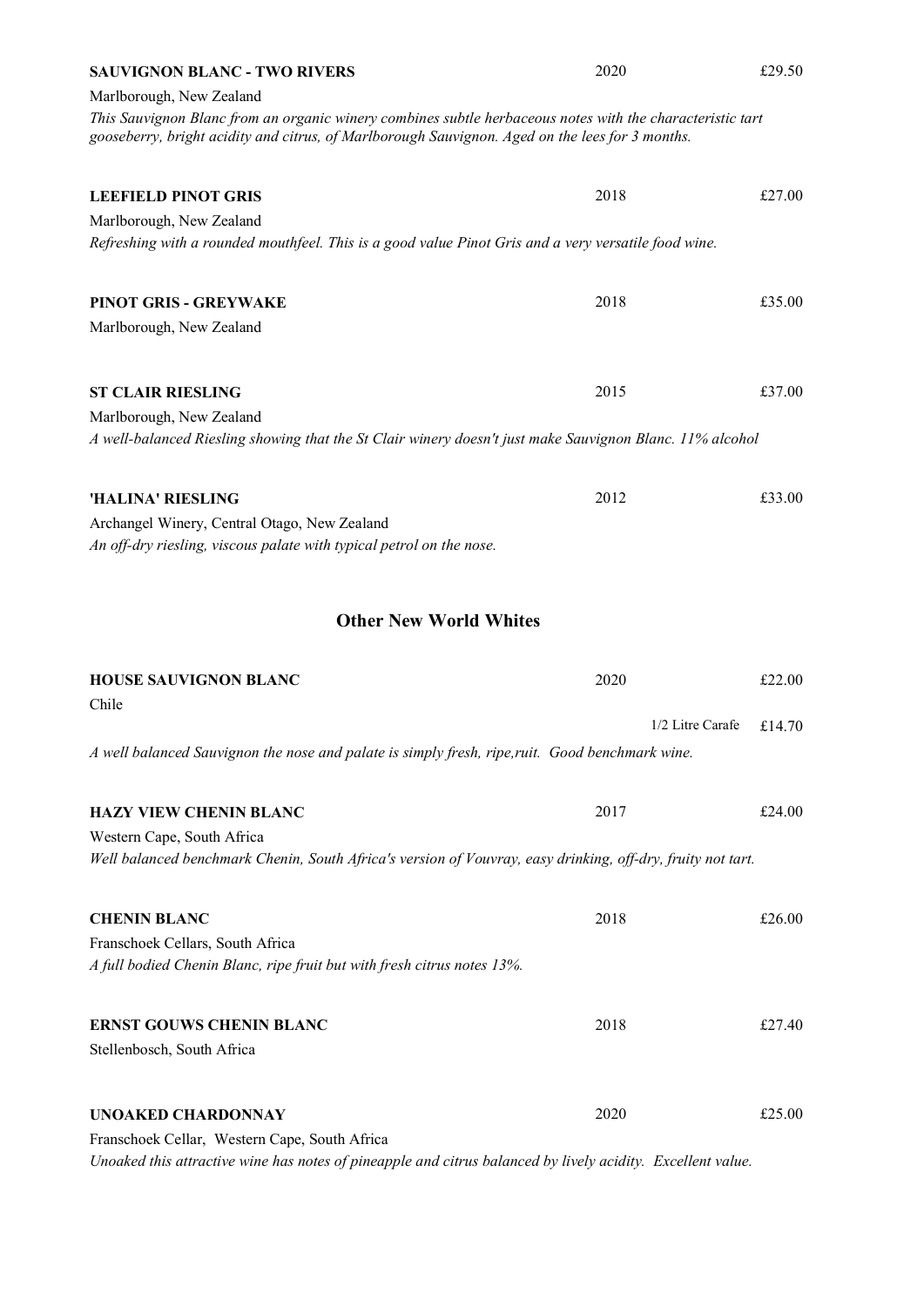**SAUVIGNON BLANC - TWO RIVERS** 2020 £29.50

Marlborough, New Zealand

*This Sauvignon Blanc from an organic winery combines subtle herbaceous notes with the characteristic tart gooseberry, bright acidity and citrus, of Marlborough Sauvignon. Aged on the lees for 3 months.*

**LEEFIELD PINOT GRIS** 2018 £27.00

Marlborough, New Zealand

*Refreshing with a rounded mouthfeel. This is a good value Pinot Gris and a very versatile food wine.*

**PINOT GRIS - GREYWAKE** 2018 £35.00

Marlborough, New Zealand

**ST CLAIR RIESLING** 2015 £37.00

Marlborough, New Zealand

*A well-balanced Riesling showing that the St Clair winery doesn't just make Sauvignon Blanc. 11% alcohol*

**'HALINA' RIESLING** 2012 £33.00

Archangel Winery, Central Otago, New Zealand

*An off-dry riesling, viscous palate with typical petrol on the nose.*

## Other New World Whites

**HOUSE SAUVIGNON BLANC** 2020 £22.00

Chile

1/2 Litre Carafe £14.70

*A well balanced Sauvignon the nose and palate is simply fresh, ripe,ruit. Good benchmark wine.*

**HAZY VIEW CHENIN BLANC** 2017 £24.00

Western Cape, South Africa

*Well balanced benchmark Chenin, South Africa's version of Vouvray, easy drinking, off-dry, fruity not tart.*

**CHENIN BLANC** 2018 £26.00

Franschoek Cellars, South Africa

*A full bodied Chenin Blanc, ripe fruit but with fresh citrus notes 13%.*

**ERNST GOUWS CHENIN BLANC** 2018 £27.40

Stellenbosch, South Africa

**UNOAKED CHARDONNAY** 2020 £25.00

Franschoek Cellar, Western Cape, South Africa

*Unoaked this attractive wine has notes of pineapple and citrus balanced by lively acidity. Excellent value.*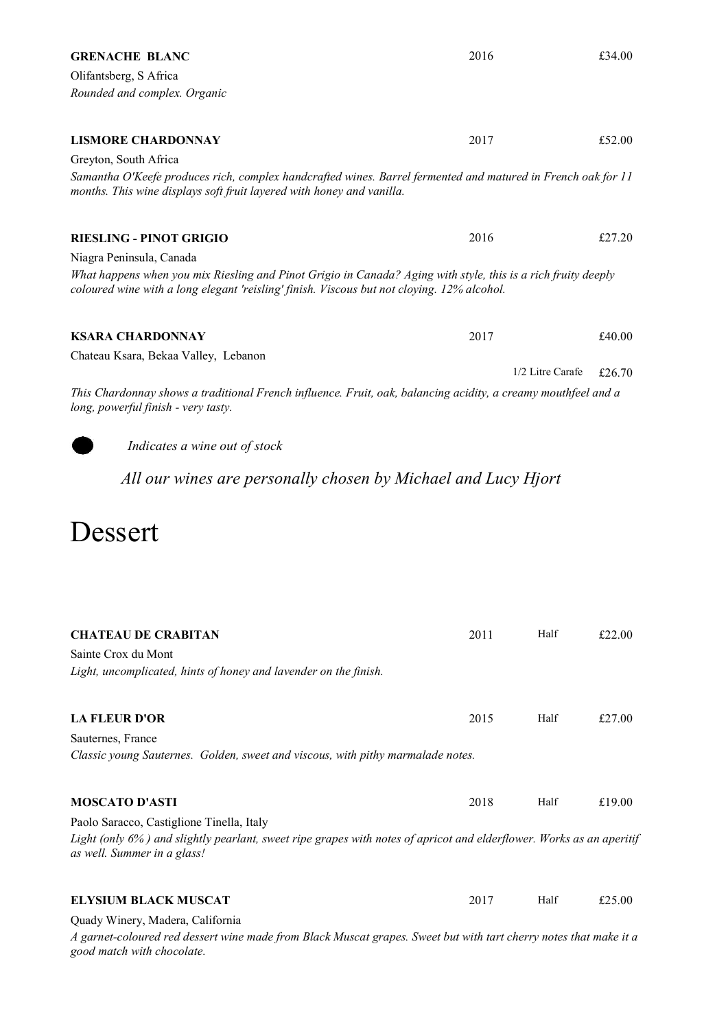**GRENACHE BLANC** 2016 £34.00

Olifantsberg, S Africa

*Rounded and complex. Organic*

**LISMORE CHARDONNAY** 2017 £52.00

Greyton, South Africa

*Samantha O'Keefe produces rich, complex handcrafted wines. Barrel fermented and matured in French oak for 11 months. This wine displays soft fruit layered with honey and vanilla.*

**RIESLING - PINOT GRIGIO** 2016 £27.20

Niagra Peninsula, Canada

*What happens when you mix Riesling and Pinot Grigio in Canada? Aging with style, this is a rich fruity deeply coloured wine with a long elegant 'reisling' finish. Viscous but not cloying. 12% alcohol.*

**KSARA CHARDONNAY** 2017 £40.00

Chateau Ksara, Bekaa Valley, Lebanon

1/2 Litre Carafe £26.70

*This Chardonnay shows a traditional French influence. Fruit, oak, balancing acidity, a creamy mouthfeel and a long, powerful finish - very tasty.*

● *Indicates a wine out of stock*

*All our wines are personally chosen by Michael and Lucy Hjort*

# Dessert

**CHATEAU DE CRABITAN** 2011 Half £22.00

Sainte Crox du Mont

*Light, uncomplicated, hints of honey and lavender on the finish.*

**LA FLEUR D'OR** 2015 Half £27.00

Sauternes, France

*Classic young Sauternes. Golden, sweet and viscous, with pithy marmalade notes.*

**MOSCATO D'ASTI** 2018 Half £19.00

Paolo Saracco, Castiglione Tinella, Italy

*Light (only 6%) and slightly pearlant, sweet ripe grapes with notes of apricot and elderflower. Works as an aperitif as well. Summer in a glass!*

**ELYSIUM BLACK MUSCAT** 2017 Half £25.00

Quady Winery, Madera, California

*A garnet-coloured red dessert wine made from Black Muscat grapes. Sweet but with tart cherry notes that make it a good match with chocolate.*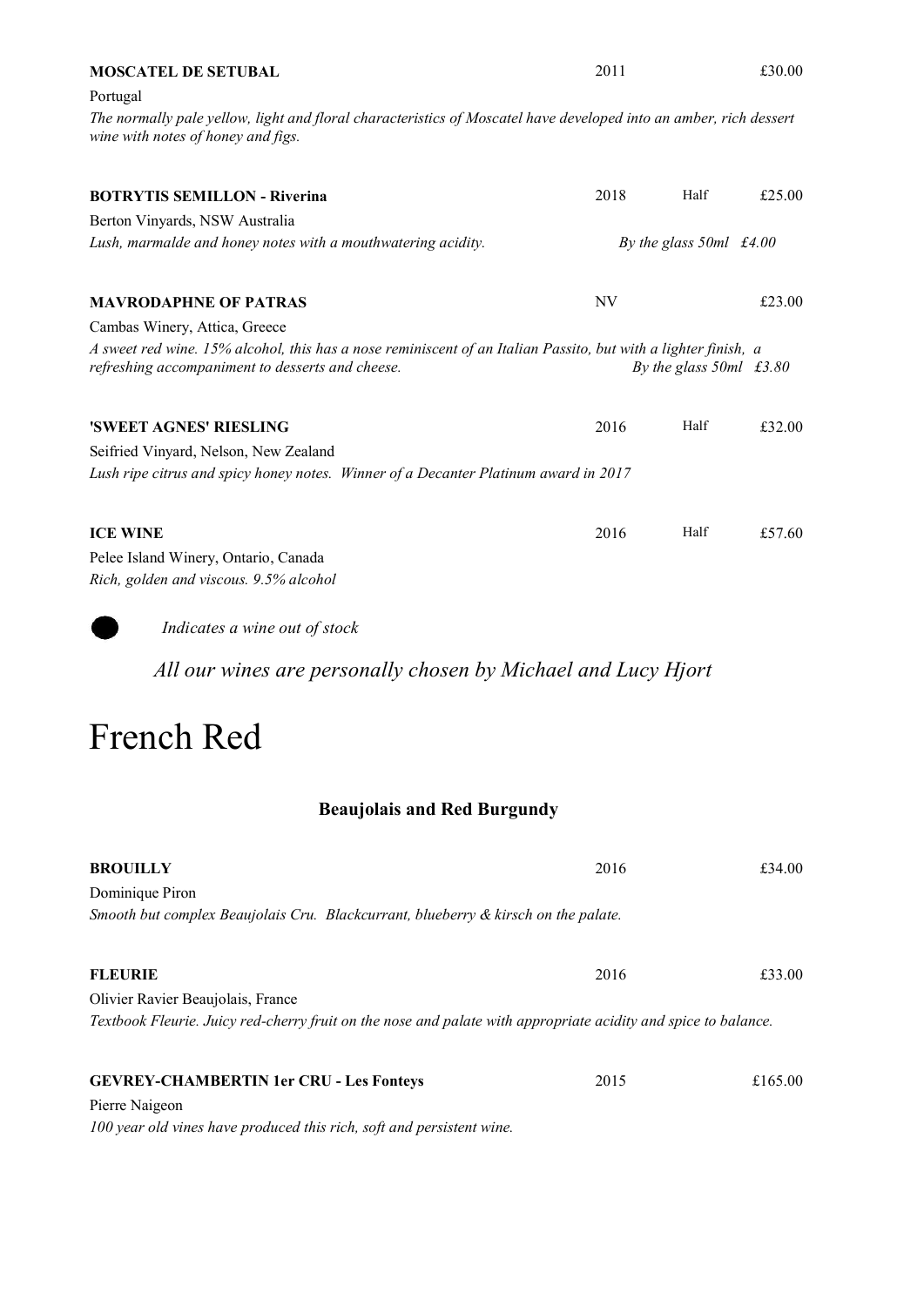**MOSCATEL DE SETUBAL** 2011 £30.00

Portugal

*The normally pale yellow, light and floral characteristics of Moscatel have developed into an amber, rich dessert wine with notes of honey and figs.*

**BOTRYTIS SEMILLON - Riverina** 2018 Half £25.00

Berton Vinyards, NSW Australia

*Lush, marmalde and honey notes with a mouthwatering acidity.* *By the glass 50ml £4.00*

**MAVRODAPHNE OF PATRAS** NV £23.00

Cambas Winery, Attica, Greece

*A sweet red wine. 15% alcohol, this has a nose reminiscent of an Italian Passito, but with a lighter finish, a refreshing accompaniment to desserts and cheese.* *By the glass 50ml £3.80*

**'SWEET AGNES' RIESLING** 2016 Half £32.00

Seifried Vinyard, Nelson, New Zealand

*Lush ripe citrus and spicy honey notes. Winner of a Decanter Platinum award in 2017*

**ICE WINE** 2016 Half £57.60

Pelee Island Winery, Ontario, Canada

*Rich, golden and viscous. 9.5% alcohol*

● *Indicates a wine out of stock*

*All our wines are personally chosen by Michael and Lucy Hjort*

# French Red

## Beaujolais and Red Burgundy

**BROUILLY** 2016 £34.00

Dominique Piron

*Smooth but complex Beaujolais Cru. Blackcurrant, blueberry & kirsch on the palate.*

**FLEURIE** 2016 £33.00

Olivier Ravier Beaujolais, France

*Textbook Fleurie. Juicy red-cherry fruit on the nose and palate with appropriate acidity and spice to balance.*

**GEVREY-CHAMBERTIN 1er CRU - Les Fonteys** 2015 £165.00

Pierre Naigeon

*100 year old vines have produced this rich, soft and persistent wine.*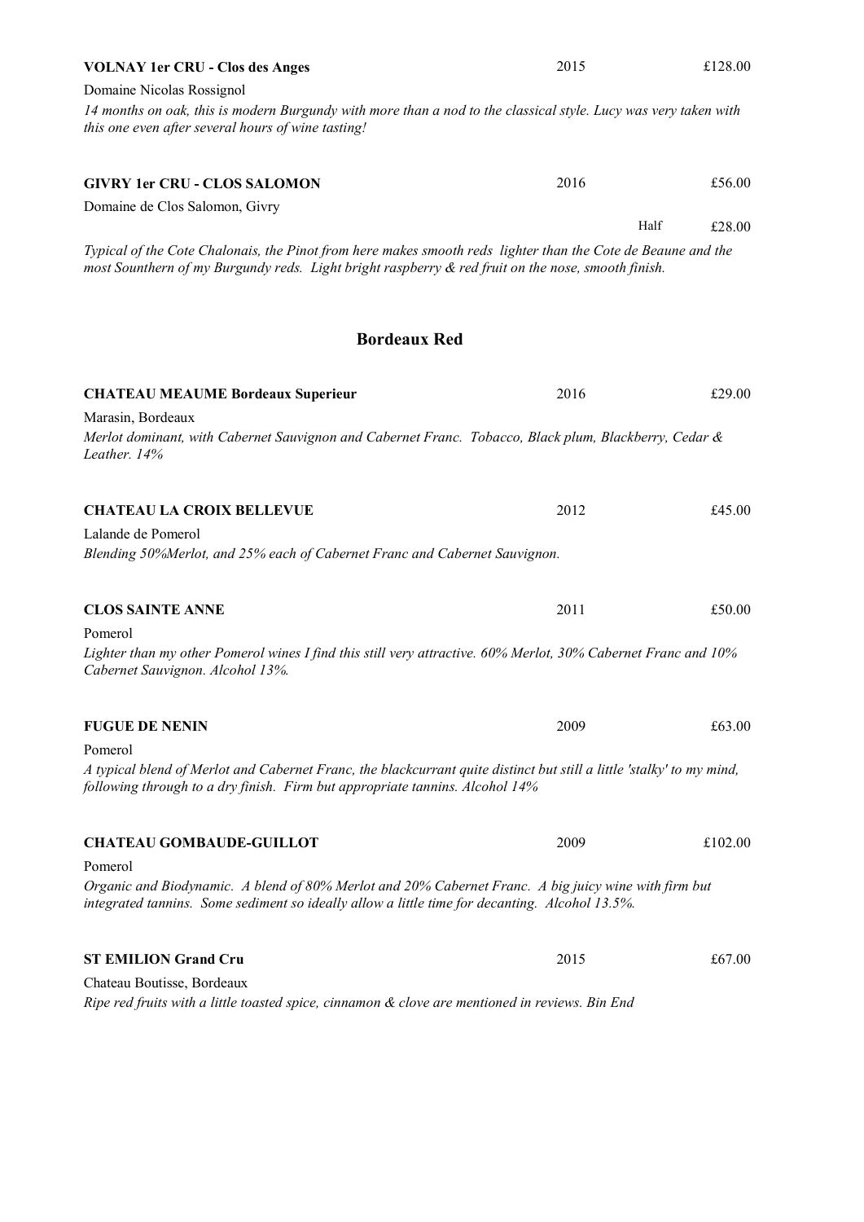**VOLNAY 1er CRU - Clos des Anges** 2015 £128.00

Domaine Nicolas Rossignol

*14 months on oak, this is modern Burgundy with more than a nod to the classical style. Lucy was very taken with this one even after several hours of wine tasting!*

**GIVRY 1er CRU - CLOS SALOMON** 2016 £56.00

Domaine de Clos Salomon, Givry

Half £28.00

*Typical of the Cote Chalonais, the Pinot from here makes smooth reds lighter than the Cote de Beaune and the most Sounthern of my Burgundy reds. Light bright raspberry & red fruit on the nose, smooth finish.*

## Bordeaux Red

**CHATEAU MEAUME Bordeaux Superieur** 2016 £29.00

Marasin, Bordeaux

*Merlot dominant, with Cabernet Sauvignon and Cabernet Franc. Tobacco, Black plum, Blackberry, Cedar & Leather. 14%*

**CHATEAU LA CROIX BELLEVUE** 2012 £45.00

Lalande de Pomerol

*Blending 50%Merlot, and 25% each of Cabernet Franc and Cabernet Sauvignon.*

**CLOS SAINTE ANNE** 2011 £50.00

Pomerol

*Lighter than my other Pomerol wines I find this still very attractive. 60% Merlot, 30% Cabernet Franc and 10% Cabernet Sauvignon. Alcohol 13%.*

**FUGUE DE NENIN** 2009 £63.00

Pomerol

*A typical blend of Merlot and Cabernet Franc, the blackcurrant quite distinct but still a little 'stalky' to my mind, following through to a dry finish. Firm but appropriate tannins. Alcohol 14%*

**CHATEAU GOMBAUDE-GUILLOT** 2009 £102.00

Pomerol

*Organic and Biodynamic. A blend of 80% Merlot and 20% Cabernet Franc. A big juicy wine with firm but integrated tannins. Some sediment so ideally allow a little time for decanting. Alcohol 13.5%.*

**ST EMILION Grand Cru** 2015 £67.00

Chateau Boutisse, Bordeaux

*Ripe red fruits with a little toasted spice, cinnamon & clove are mentioned in reviews. Bin End*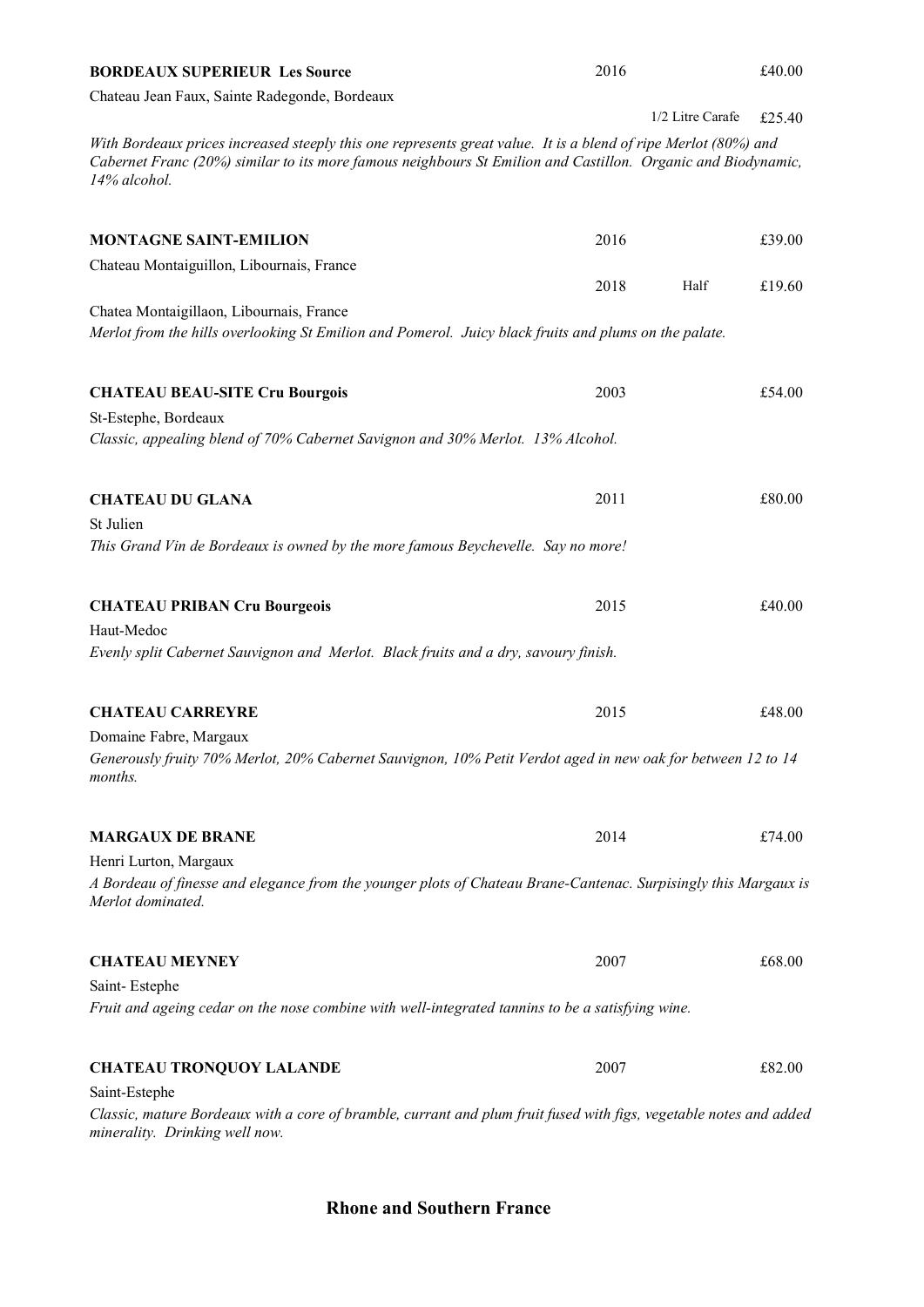**BORDEAUX SUPERIEUR Les Source** 2016 £40.00

Chateau Jean Faux, Sainte Radegonde, Bordeaux

1/2 Litre Carafe £25.40

*With Bordeaux prices increased steeply this one represents great value. It is a blend of ripe Merlot (80%) and Cabernet Franc (20%) similar to its more famous neighbours St Emilion and Castillon. Organic and Biodynamic, 14% alcohol.*

**MONTAGNE SAINT-EMILION** 2016 £39.00

Chateau Montaiguillon, Libournais, France

2018 Half £19.60

Chatea Montaigillaon, Libournais, France

*Merlot from the hills overlooking St Emilion and Pomerol. Juicy black fruits and plums on the palate.*

**CHATEAU BEAU-SITE Cru Bourgois** 2003 £54.00

St-Estephe, Bordeaux

*Classic, appealing blend of 70% Cabernet Savignon and 30% Merlot. 13% Alcohol.*

**CHATEAU DU GLANA** 2011 £80.00

St Julien

*This Grand Vin de Bordeaux is owned by the more famous Beychevelle. Say no more!*

**CHATEAU PRIBAN Cru Bourgeois** 2015 £40.00

Haut-Medoc

*Evenly split Cabernet Sauvignon and Merlot. Black fruits and a dry, savoury finish.*

**CHATEAU CARREYRE** 2015 £48.00

Domaine Fabre, Margaux

*Generously fruity 70% Merlot, 20% Cabernet Sauvignon, 10% Petit Verdot aged in new oak for between 12 to 14 months.*

**MARGAUX DE BRANE** 2014 £74.00

Henri Lurton, Margaux

*A Bordeau of finesse and elegance from the younger plots of Chateau Brane-Cantenac. Surpisingly this Margaux is Merlot dominated.*

**CHATEAU MEYNEY** 2007 £68.00

Saint- Estephe

*Fruit and ageing cedar on the nose combine with well-integrated tannins to be a satisfying wine.*

**CHATEAU TRONQUOY LALANDE** 2007 £82.00

Saint-Estephe

*Classic, mature Bordeaux with a core of bramble, currant and plum fruit fused with figs, vegetable notes and added minerality. Drinking well now.*

## Rhone and Southern France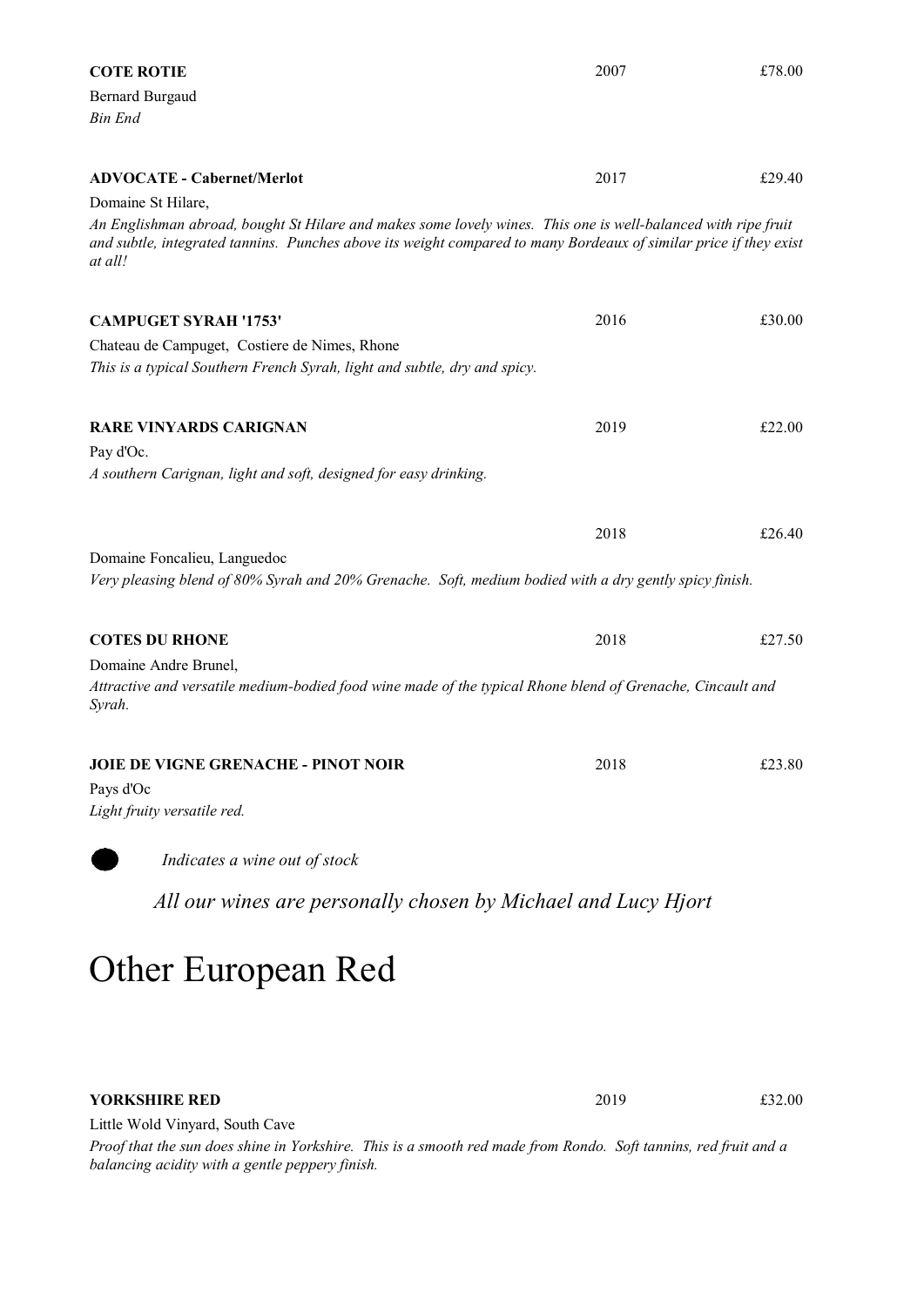**COTE ROTIE** 2007 £78.00

Bernard Burgaud

*Bin End*

**ADVOCATE - Cabernet/Merlot** 2017 £29.40

Domaine St Hilare,

*An Englishman abroad, bought St Hilare and makes some lovely wines. This one is well-balanced with ripe fruit and subtle, integrated tannins. Punches above its weight compared to many Bordeaux of similar price if they exist at all!*

**CAMPUGET SYRAH '1753'** 2016 £30.00

Chateau de Campuget, Costiere de Nimes, Rhone

*This is a typical Southern French Syrah, light and subtle, dry and spicy.*

**RARE VINYARDS CARIGNAN** 2019 £22.00

Pay d'Oc.

*A southern Carignan, light and soft, designed for easy drinking.*

2018 £26.40

Domaine Foncalieu, Languedoc

*Very pleasing blend of 80% Syrah and 20% Grenache. Soft, medium bodied with a dry gently spicy finish.*

**COTES DU RHONE** 2018 £27.50

Domaine Andre Brunel,

*Attractive and versatile medium-bodied food wine made of the typical Rhone blend of Grenache, Cincault and Syrah.*

**JOIE DE VIGNE GRENACHE - PINOT NOIR** 2018 £23.80

Pays d'Oc

*Light fruity versatile red.*

● *Indicates a wine out of stock*

*All our wines are personally chosen by Michael and Lucy Hjort*

# Other European Red

**YORKSHIRE RED** 2019 £32.00

Little Wold Vinyard, South Cave

*Proof that the sun does shine in Yorkshire. This is a smooth red made from Rondo. Soft tannins, red fruit and a balancing acidity with a gentle peppery finish.*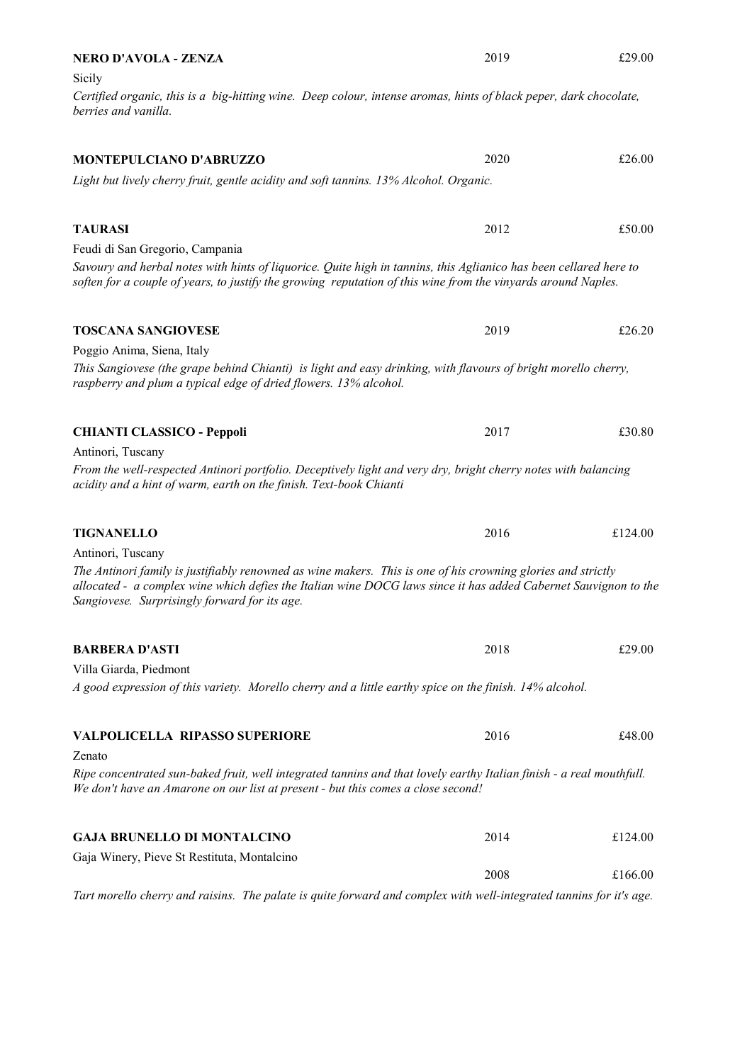**NERO D'AVOLA - ZENZA** 2019 £29.00

Sicily

*Certified organic, this is a big-hitting wine. Deep colour, intense aromas, hints of black peper, dark chocolate, berries and vanilla.*

**MONTEPULCIANO D'ABRUZZO** 2020 £26.00

*Light but lively cherry fruit, gentle acidity and soft tannins. 13% Alcohol. Organic.*

**TAURASI** 2012 £50.00

Feudi di San Gregorio, Campania

*Savoury and herbal notes with hints of liquorice. Quite high in tannins, this Aglianico has been cellared here to soften for a couple of years, to justify the growing reputation of this wine from the vinyards around Naples.*

**TOSCANA SANGIOVESE** 2019 £26.20

Poggio Anima, Siena, Italy

*This Sangiovese (the grape behind Chianti) is light and easy drinking, with flavours of bright morello cherry, raspberry and plum a typical edge of dried flowers. 13% alcohol.*

**CHIANTI CLASSICO - Peppoli** 2017 £30.80

Antinori, Tuscany

*From the well-respected Antinori portfolio. Deceptively light and very dry, bright cherry notes with balancing acidity and a hint of warm, earth on the finish. Text-book Chianti*

**TIGNANELLO** 2016 £124.00

Antinori, Tuscany

*The Antinori family is justifiably renowned as wine makers. This is one of his crowning glories and strictly allocated - a complex wine which defies the Italian wine DOCG laws since it has added Cabernet Sauvignon to the Sangiovese. Surprisingly forward for its age.*

**BARBERA D'ASTI** 2018 £29.00

Villa Giarda, Piedmont

*A good expression of this variety. Morello cherry and a little earthy spice on the finish. 14% alcohol.*

**VALPOLICELLA RIPASSO SUPERIORE** 2016 £48.00

Zenato

*Ripe concentrated sun-baked fruit, well integrated tannins and that lovely earthy Italian finish - a real mouthfull. We don't have an Amarone on our list at present - but this comes a close second!*

**GAJA BRUNELLO DI MONTALCINO** 2014 £124.00

Gaja Winery, Pieve St Restituta, Montalcino

2008 £166.00

*Tart morello cherry and raisins. The palate is quite forward and complex with well-integrated tannins for it's age.*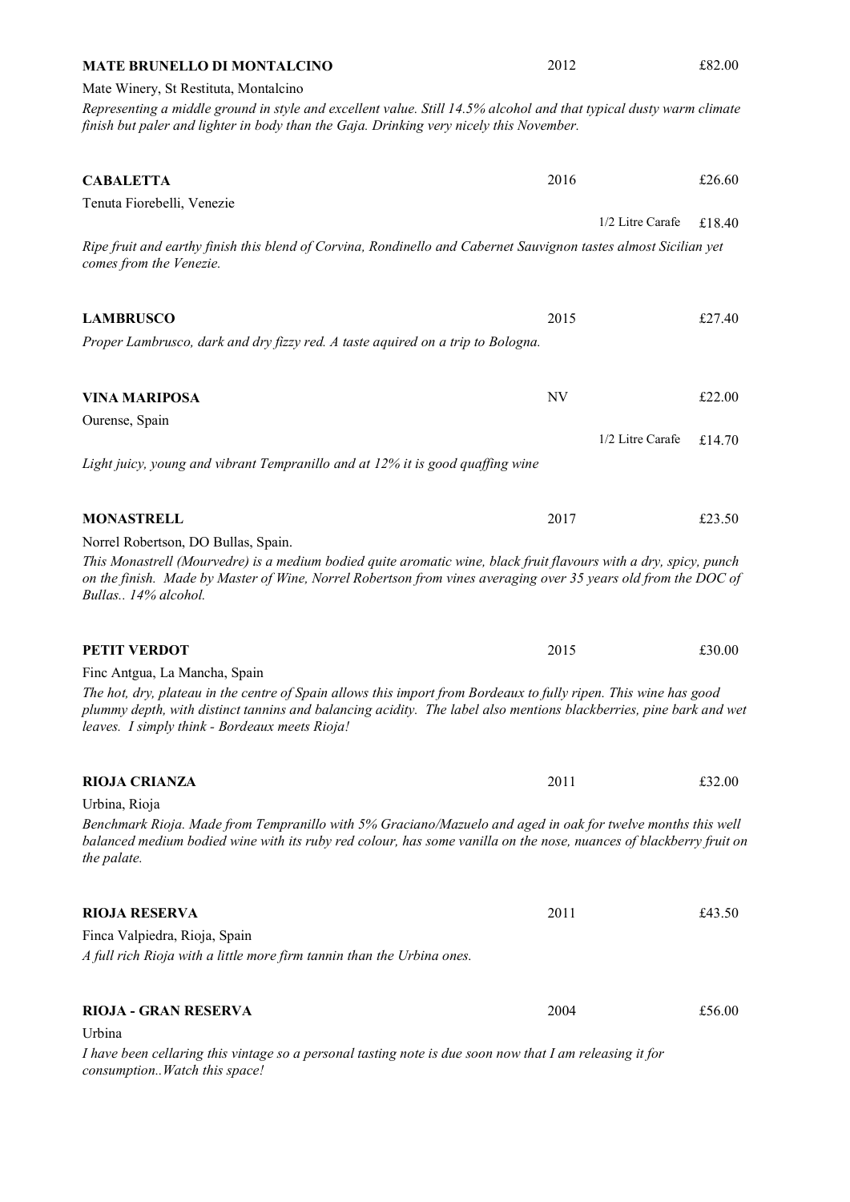**MATE BRUNELLO DI MONTALCINO** 2012 £82.00

Mate Winery, St Restituta, Montalcino

*Representing a middle ground in style and excellent value. Still 14.5% alcohol and that typical dusty warm climate finish but paler and lighter in body than the Gaja. Drinking very nicely this November.*

**CABALETTA** 2016 £26.60

Tenuta Fiorebelli, Venezie

1/2 Litre Carafe £18.40

*Ripe fruit and earthy finish this blend of Corvina, Rondinello and Cabernet Sauvignon tastes almost Sicilian yet comes from the Venezie.*

**LAMBRUSCO** 2015 £27.40

*Proper Lambrusco, dark and dry fizzy red. A taste aquired on a trip to Bologna.*

**VINA MARIPOSA** NV £22.00

Ourense, Spain

1/2 Litre Carafe £14.70

*Light juicy, young and vibrant Tempranillo and at 12% it is good quaffing wine*

**MONASTRELL** 2017 £23.50

Norrel Robertson, DO Bullas, Spain.

*This Monastrell (Mourvedre) is a medium bodied quite aromatic wine, black fruit flavours with a dry, spicy, punch on the finish. Made by Master of Wine, Norrel Robertson from vines averaging over 35 years old from the DOC of Bullas.. 14% alcohol.*

**PETIT VERDOT** 2015 £30.00

Finc Antgua, La Mancha, Spain

*The hot, dry, plateau in the centre of Spain allows this import from Bordeaux to fully ripen. This wine has good plummy depth, with distinct tannins and balancing acidity. The label also mentions blackberries, pine bark and wet leaves. I simply think - Bordeaux meets Rioja!*

**RIOJA CRIANZA** 2011 £32.00

Urbina, Rioja

*Benchmark Rioja. Made from Tempranillo with 5% Graciano/Mazuelo and aged in oak for twelve months this well balanced medium bodied wine with its ruby red colour, has some vanilla on the nose, nuances of blackberry fruit on the palate.*

**RIOJA RESERVA** 2011 £43.50

Finca Valpiedra, Rioja, Spain

*A full rich Rioja with a little more firm tannin than the Urbina ones.*

**RIOJA - GRAN RESERVA** 2004 £56.00

Urbina

*I have been cellaring this vintage so a personal tasting note is due soon now that I am releasing it for consumption..Watch this space!*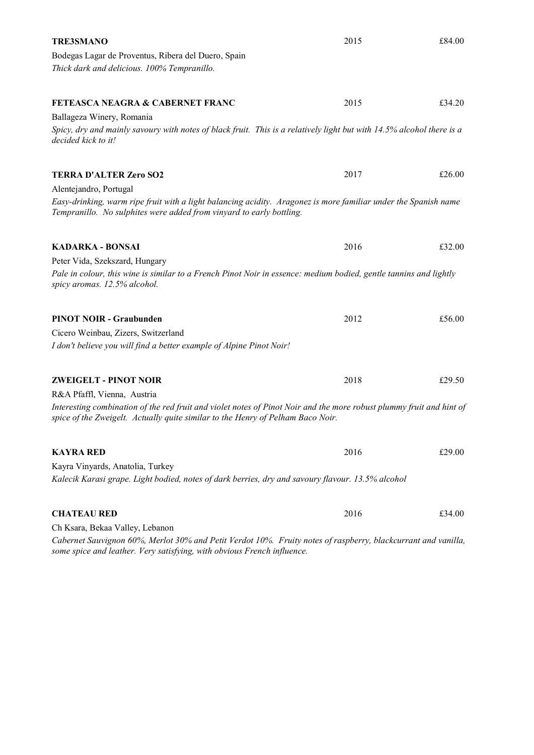**TRE3SMANO** 2015 £84.00

Bodegas Lagar de Proventus, Ribera del Duero, Spain

*Thick dark and delicious. 100% Tempranillo.*

**FETEASCA NEAGRA & CABERNET FRANC** 2015 £34.20

Ballageza Winery, Romania

*Spicy, dry and mainly savoury with notes of black fruit. This is a relatively light but with 14.5% alcohol there is a decided kick to it!*

**TERRA D'ALTER Zero SO2** 2017 £26.00

Alentejandro, Portugal

*Easy-drinking, warm ripe fruit with a light balancing acidity. Aragonez is more familiar under the Spanish name Tempranillo. No sulphites were added from vinyard to early bottling.*

**KADARKA - BONSAI** 2016 £32.00

Peter Vida, Szekszard, Hungary

*Pale in colour, this wine is similar to a French Pinot Noir in essence: medium bodied, gentle tannins and lightly spicy aromas. 12.5% alcohol.*

**PINOT NOIR - Graubunden** 2012 £56.00

Cicero Weinbau, Zizers, Switzerland

*I don't believe you will find a better example of Alpine Pinot Noir!*

**ZWEIGELT - PINOT NOIR** 2018 £29.50

R&A Pfaffl, Vienna, Austria

*Interesting combination of the red fruit and violet notes of Pinot Noir and the more robust plummy fruit and hint of spice of the Zweigelt. Actually quite similar to the Henry of Pelham Baco Noir.*

**KAYRA RED** 2016 £29.00

Kayra Vinyards, Anatolia, Turkey

*Kalecik Karasi grape. Light bodied, notes of dark berries, dry and savoury flavour. 13.5% alcohol*

**CHATEAU RED** 2016 £34.00

Ch Ksara, Bekaa Valley, Lebanon

*Cabernet Sauvignon 60%, Merlot 30% and Petit Verdot 10%. Fruity notes of raspberry, blackcurrant and vanilla, some spice and leather. Very satisfying, with obvious French influence.*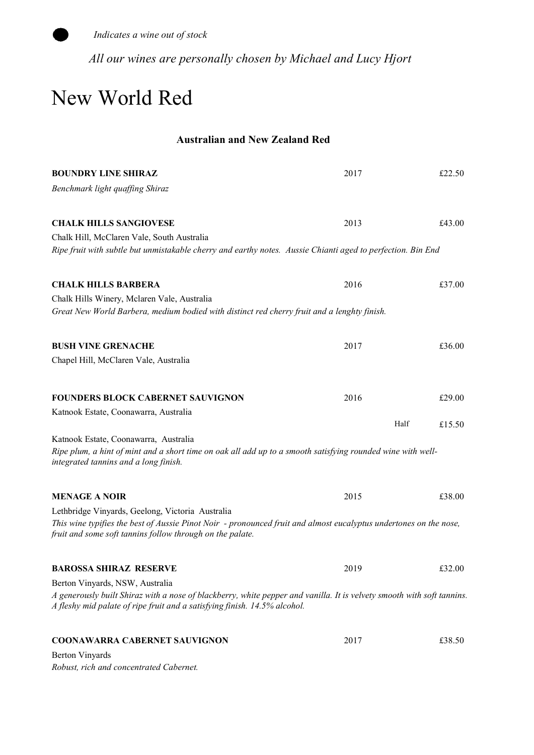● *Indicates a wine out of stock*

*All our wines are personally chosen by Michael and Lucy Hjort*

# New World Red

### Australian and New Zealand Red

**BOUNDRY LINE SHIRAZ** 2017 £22.50

*Benchmark light quaffing Shiraz*

**CHALK HILLS SANGIOVESE** 2013 £43.00

Chalk Hill, McClaren Vale, South Australia

*Ripe fruit with subtle but unmistakable cherry and earthy notes. Aussie Chianti aged to perfection. Bin End*

**CHALK HILLS BARBERA** 2016 £37.00

Chalk Hills Winery, Mclaren Vale, Australia

*Great New World Barbera, medium bodied with distinct red cherry fruit and a lenghty finish.*

**BUSH VINE GRENACHE** 2017 £36.00

Chapel Hill, McClaren Vale, Australia

**FOUNDERS BLOCK CABERNET SAUVIGNON** 2016 £29.00

Katnook Estate, Coonawarra, Australia

Half £15.50

Katnook Estate, Coonawarra, Australia

*Ripe plum, a hint of mint and a short time on oak all add up to a smooth satisfying rounded wine with well-integrated tannins and a long finish.*

**MENAGE A NOIR** 2015 £38.00

Lethbridge Vinyards, Geelong, Victoria Australia

*This wine typifies the best of Aussie Pinot Noir - pronounced fruit and almost eucalyptus undertones on the nose, fruit and some soft tannins follow through on the palate.*

**BAROSSA SHIRAZ RESERVE** 2019 £32.00

Berton Vinyards, NSW, Australia

*A generously built Shiraz with a nose of blackberry, white pepper and vanilla. It is velvety smooth with soft tannins. A fleshy mid palate of ripe fruit and a satisfying finish. 14.5% alcohol.*

**COONAWARRA CABERNET SAUVIGNON** 2017 £38.50

Berton Vinyards

*Robust, rich and concentrated Cabernet.*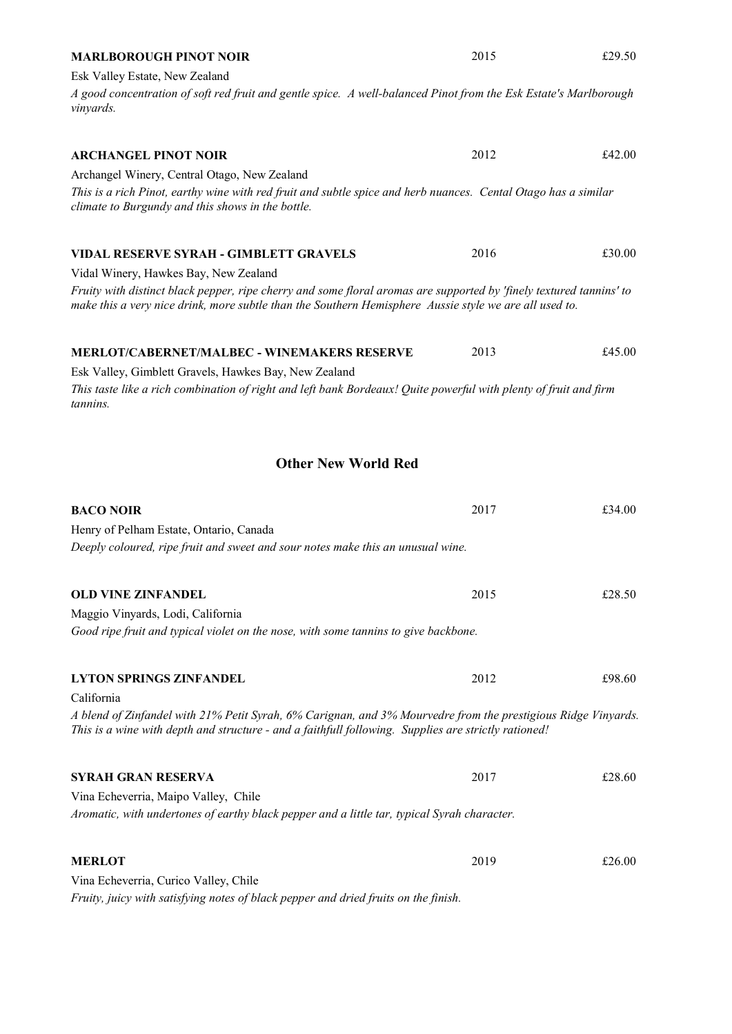**MARLBOROUGH PINOT NOIR** 2015 £29.50

Esk Valley Estate, New Zealand

*A good concentration of soft red fruit and gentle spice. A well-balanced Pinot from the Esk Estate's Marlborough vinyards.*

**ARCHANGEL PINOT NOIR** 2012 £42.00

Archangel Winery, Central Otago, New Zealand

*This is a rich Pinot, earthy wine with red fruit and subtle spice and herb nuances. Cental Otago has a similar climate to Burgundy and this shows in the bottle.*

**VIDAL RESERVE SYRAH - GIMBLETT GRAVELS** 2016 £30.00

Vidal Winery, Hawkes Bay, New Zealand

*Fruity with distinct black pepper, ripe cherry and some floral aromas are supported by 'finely textured tannins' to make this a very nice drink, more subtle than the Southern Hemisphere Aussie style we are all used to.*

**MERLOT/CABERNET/MALBEC - WINEMAKERS RESERVE** 2013 £45.00

Esk Valley, Gimblett Gravels, Hawkes Bay, New Zealand

*This taste like a rich combination of right and left bank Bordeaux! Quite powerful with plenty of fruit and firm tannins.*

## Other New World Red

**BACO NOIR** 2017 £34.00

Henry of Pelham Estate, Ontario, Canada

*Deeply coloured, ripe fruit and sweet and sour notes make this an unusual wine.*

**OLD VINE ZINFANDEL** 2015 £28.50

Maggio Vinyards, Lodi, California

*Good ripe fruit and typical violet on the nose, with some tannins to give backbone.*

**LYTON SPRINGS ZINFANDEL** 2012 £98.60

California

*A blend of Zinfandel with 21% Petit Syrah, 6% Carignan, and 3% Mourvedre from the prestigious Ridge Vinyards. This is a wine with depth and structure - and a faithfull following. Supplies are strictly rationed!*

**SYRAH GRAN RESERVA** 2017 £28.60

Vina Echeverria, Maipo Valley, Chile

*Aromatic, with undertones of earthy black pepper and a little tar, typical Syrah character.*

**MERLOT** 2019 £26.00

Vina Echeverria, Curico Valley, Chile

*Fruity, juicy with satisfying notes of black pepper and dried fruits on the finish.*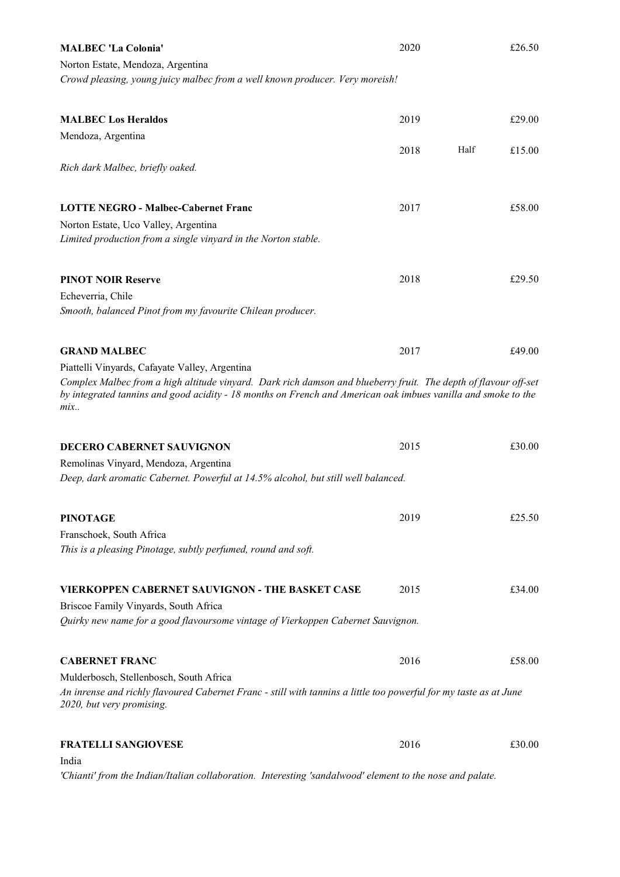**MALBEC 'La Colonia'** 2020 £26.50

Norton Estate, Mendoza, Argentina

*Crowd pleasing, young juicy malbec from a well known producer. Very moreish!*

**MALBEC Los Heraldos** 2019 £29.00

Mendoza, Argentina 2018 Half £15.00

*Rich dark Malbec, briefly oaked.*

**LOTTE NEGRO - Malbec-Cabernet Franc** 2017 £58.00

Norton Estate, Uco Valley, Argentina

*Limited production from a single vinyard in the Norton stable.*

**PINOT NOIR Reserve** 2018 £29.50

Echeverria, Chile

*Smooth, balanced Pinot from my favourite Chilean producer.*

**GRAND MALBEC** 2017 £49.00

Piattelli Vinyards, Cafayate Valley, Argentina

*Complex Malbec from a high altitude vinyard. Dark rich damson and blueberry fruit. The depth of flavour off-set by integrated tannins and good acidity - 18 months on French and American oak imbues vanilla and smoke to the mix..*

**DECERO CABERNET SAUVIGNON** 2015 £30.00

Remolinas Vinyard, Mendoza, Argentina

*Deep, dark aromatic Cabernet. Powerful at 14.5% alcohol, but still well balanced.*

**PINOTAGE** 2019 £25.50

Franschoek, South Africa

*This is a pleasing Pinotage, subtly perfumed, round and soft.*

**VIERKOPPEN CABERNET SAUVIGNON - THE BASKET CASE** 2015 £34.00

Briscoe Family Vinyards, South Africa

*Quirky new name for a good flavoursome vintage of Vierkoppen Cabernet Sauvignon.*

**CABERNET FRANC** 2016 £58.00

Mulderbosch, Stellenbosch, South Africa

*An inrense and richly flavoured Cabernet Franc - still with tannins a little too powerful for my taste as at June 2020, but very promising.*

**FRATELLI SANGIOVESE** 2016 £30.00

India

*'Chianti' from the Indian/Italian collaboration. Interesting 'sandalwood' element to the nose and palate.*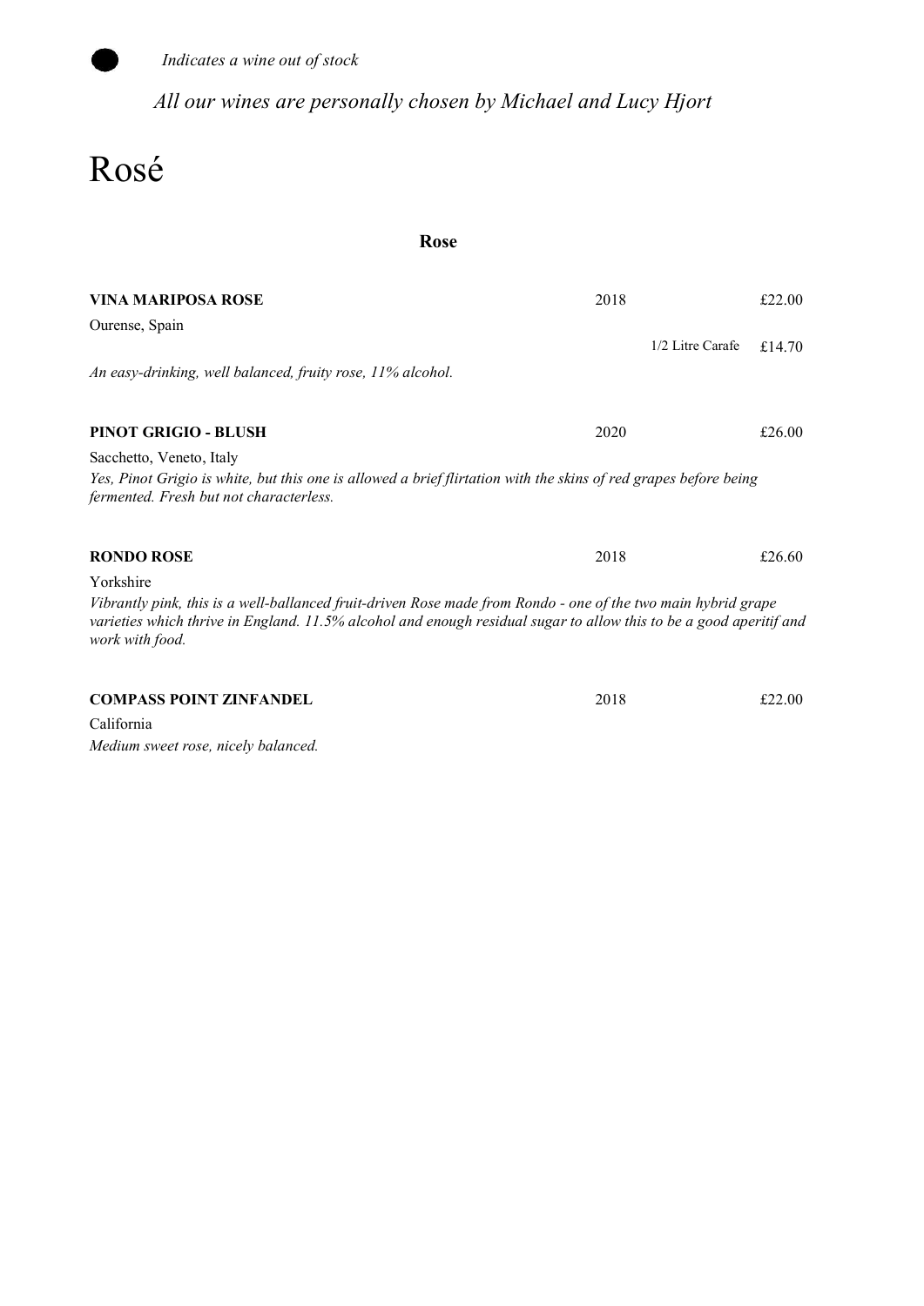● *Indicates a wine out of stock*

*All our wines are personally chosen by Michael and Lucy Hjort*

# Rosé

## Rose

**VINA MARIPOSA ROSE** 2018 £22.00

Ourense, Spain

1/2 Litre Carafe £14.70

*An easy-drinking, well balanced, fruity rose, 11% alcohol.*

**PINOT GRIGIO - BLUSH** 2020 £26.00

Sacchetto, Veneto, Italy

*Yes, Pinot Grigio is white, but this one is allowed a brief flirtation with the skins of red grapes before being fermented. Fresh but not characterless.*

**RONDO ROSE** 2018 £26.60

Yorkshire

*Vibrantly pink, this is a well-ballanced fruit-driven Rose made from Rondo - one of the two main hybrid grape varieties which thrive in England. 11.5% alcohol and enough residual sugar to allow this to be a good aperitif and work with food.*

**COMPASS POINT ZINFANDEL** 2018 £22.00

California

*Medium sweet rose, nicely balanced.*